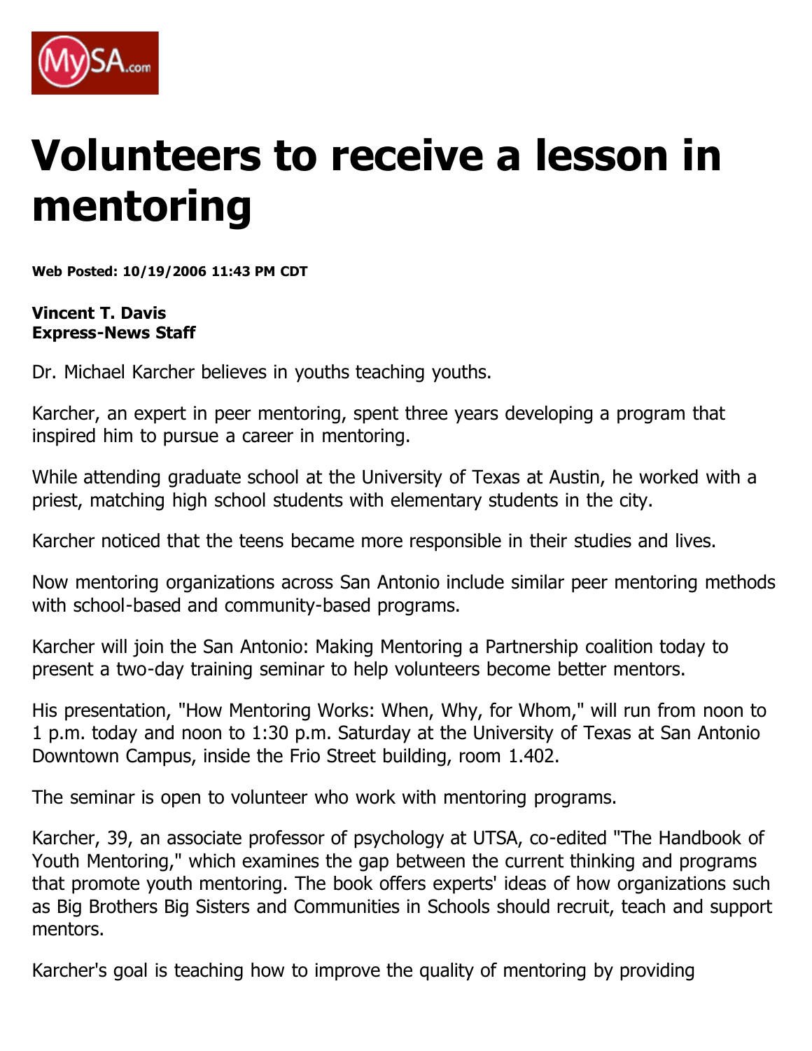# Volunteers to receive a lesson in mentoring

**Web Posted: 10/19/2006 11:43 PM CDT**

**Vincent T. Davis**
**Express-News Staff**

Dr. Michael Karcher believes in youths teaching youths.

Karcher, an expert in peer mentoring, spent three years developing a program that inspired him to pursue a career in mentoring.

While attending graduate school at the University of Texas at Austin, he worked with a priest, matching high school students with elementary students in the city.

Karcher noticed that the teens became more responsible in their studies and lives.

Now mentoring organizations across San Antonio include similar peer mentoring methods with school-based and community-based programs.

Karcher will join the San Antonio: Making Mentoring a Partnership coalition today to present a two-day training seminar to help volunteers become better mentors.

His presentation, "How Mentoring Works: When, Why, for Whom," will run from noon to 1 p.m. today and noon to 1:30 p.m. Saturday at the University of Texas at San Antonio Downtown Campus, inside the Frio Street building, room 1.402.

The seminar is open to volunteer who work with mentoring programs.

Karcher, 39, an associate professor of psychology at UTSA, co-edited "The Handbook of Youth Mentoring," which examines the gap between the current thinking and programs that promote youth mentoring. The book offers experts' ideas of how organizations such as Big Brothers Big Sisters and Communities in Schools should recruit, teach and support mentors.

Karcher's goal is teaching how to improve the quality of mentoring by providing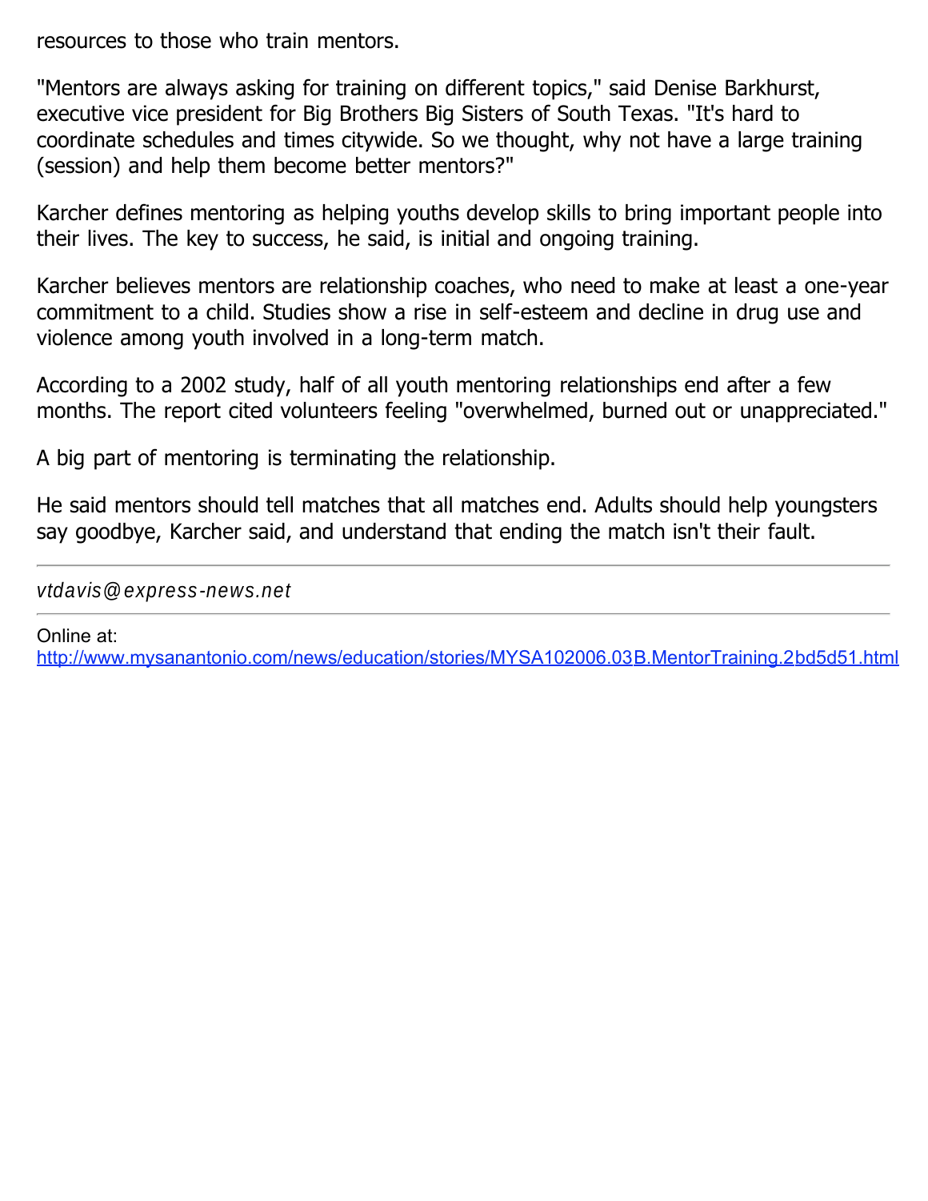resources to those who train mentors.

"Mentors are always asking for training on different topics," said Denise Barkhurst, executive vice president for Big Brothers Big Sisters of South Texas. "It's hard to coordinate schedules and times citywide. So we thought, why not have a large training (session) and help them become better mentors?"

Karcher defines mentoring as helping youths develop skills to bring important people into their lives. The key to success, he said, is initial and ongoing training.

Karcher believes mentors are relationship coaches, who need to make at least a one-year commitment to a child. Studies show a rise in self-esteem and decline in drug use and violence among youth involved in a long-term match.

According to a 2002 study, half of all youth mentoring relationships end after a few months. The report cited volunteers feeling "overwhelmed, burned out or unappreciated."

A big part of mentoring is terminating the relationship.

He said mentors should tell matches that all matches end. Adults should help youngsters say goodbye, Karcher said, and understand that ending the match isn't their fault.

---

*vtdavis@express-news.net*

---

Online at:
http://www.mysanantonio.com/news/education/stories/MYSA102006.03B.MentorTraining.2bd5d51.html